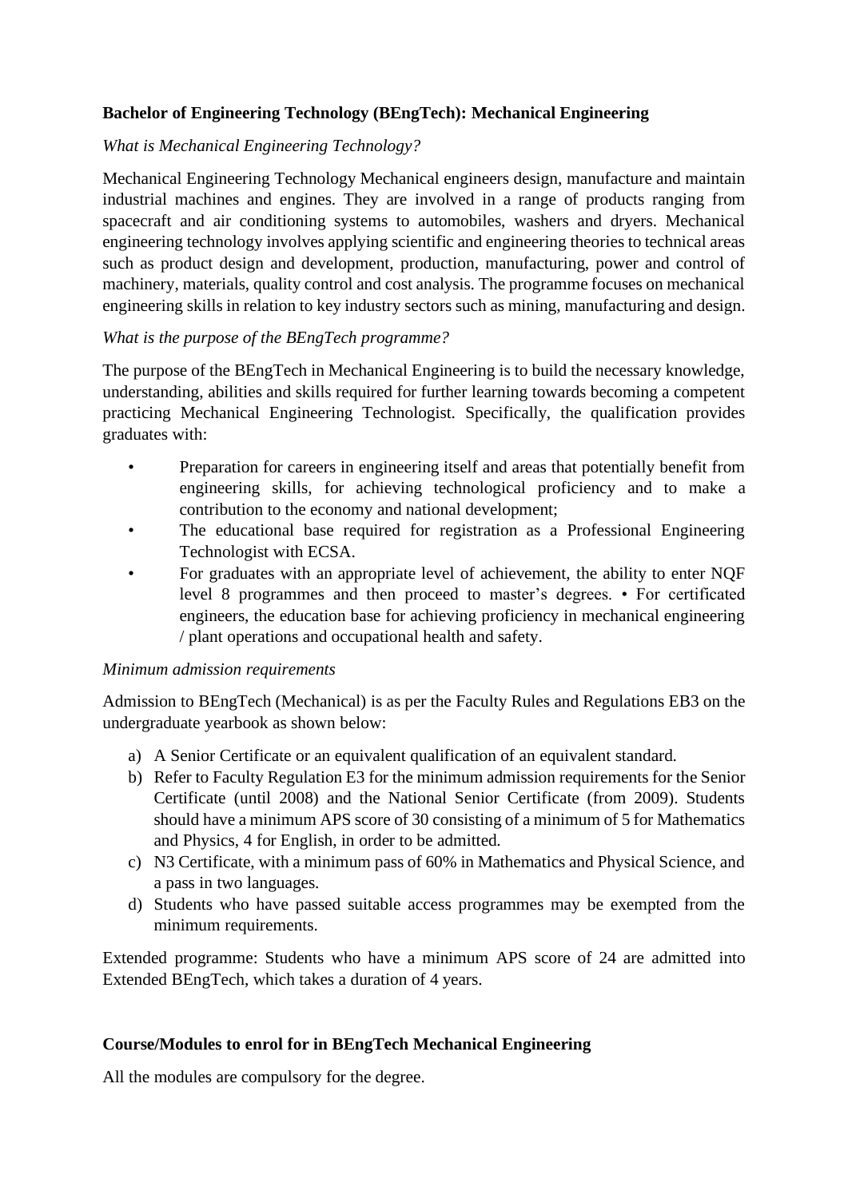**Bachelor of Engineering Technology (BEngTech): Mechanical Engineering**

*What is Mechanical Engineering Technology?*

Mechanical Engineering Technology Mechanical engineers design, manufacture and maintain industrial machines and engines. They are involved in a range of products ranging from spacecraft and air conditioning systems to automobiles, washers and dryers. Mechanical engineering technology involves applying scientific and engineering theories to technical areas such as product design and development, production, manufacturing, power and control of machinery, materials, quality control and cost analysis. The programme focuses on mechanical engineering skills in relation to key industry sectors such as mining, manufacturing and design.

*What is the purpose of the BEngTech programme?*

The purpose of the BEngTech in Mechanical Engineering is to build the necessary knowledge, understanding, abilities and skills required for further learning towards becoming a competent practicing Mechanical Engineering Technologist. Specifically, the qualification provides graduates with:

- Preparation for careers in engineering itself and areas that potentially benefit from engineering skills, for achieving technological proficiency and to make a contribution to the economy and national development;
- The educational base required for registration as a Professional Engineering Technologist with ECSA.
- For graduates with an appropriate level of achievement, the ability to enter NQF level 8 programmes and then proceed to master's degrees. • For certificated engineers, the education base for achieving proficiency in mechanical engineering / plant operations and occupational health and safety.

*Minimum admission requirements*

Admission to BEngTech (Mechanical) is as per the Faculty Rules and Regulations EB3 on the undergraduate yearbook as shown below:

a) A Senior Certificate or an equivalent qualification of an equivalent standard.
b) Refer to Faculty Regulation E3 for the minimum admission requirements for the Senior Certificate (until 2008) and the National Senior Certificate (from 2009). Students should have a minimum APS score of 30 consisting of a minimum of 5 for Mathematics and Physics, 4 for English, in order to be admitted.
c) N3 Certificate, with a minimum pass of 60% in Mathematics and Physical Science, and a pass in two languages.
d) Students who have passed suitable access programmes may be exempted from the minimum requirements.

Extended programme: Students who have a minimum APS score of 24 are admitted into Extended BEngTech, which takes a duration of 4 years.

**Course/Modules to enrol for in BEngTech Mechanical Engineering**

All the modules are compulsory for the degree.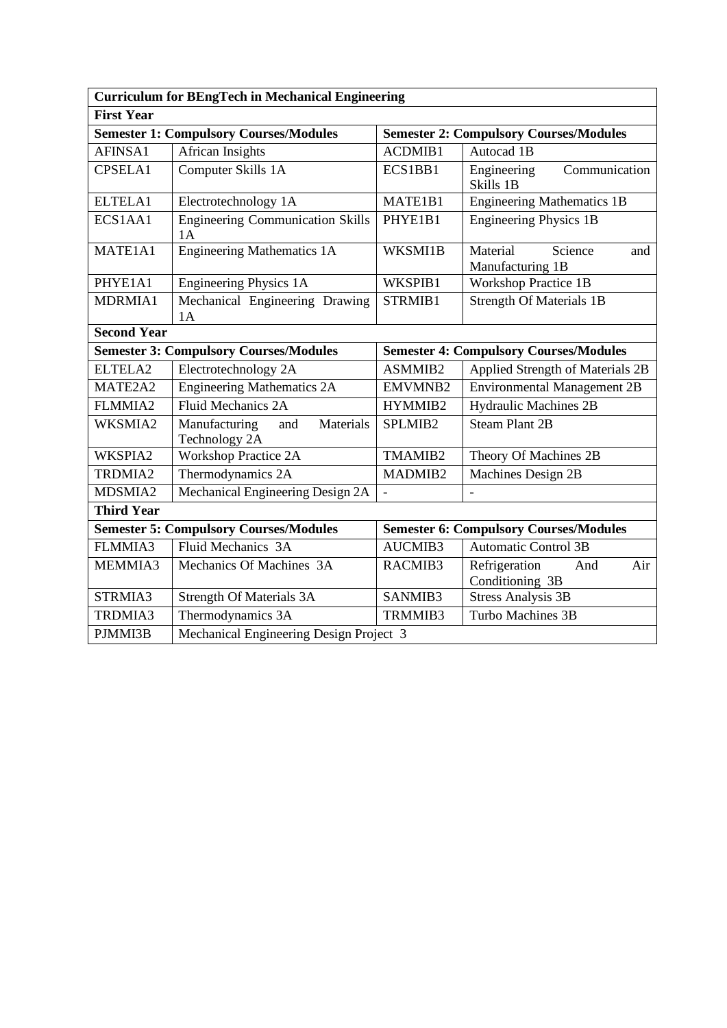| Curriculum for BEngTech in Mechanical Engineering | | | |
|---|---|---|---|
| **First Year** | | | |
| **Semester 1: Compulsory Courses/Modules** | | **Semester 2: Compulsory Courses/Modules** | |
| AFINSA1 | African Insights | ACDMIB1 | Autocad 1B |
| CPSELA1 | Computer Skills 1A | ECS1BB1 | Engineering Communication Skills 1B |
| ELTELA1 | Electrotechnology 1A | MATE1B1 | Engineering Mathematics 1B |
| ECS1AA1 | Engineering Communication Skills 1A | PHYE1B1 | Engineering Physics 1B |
| MATE1A1 | Engineering Mathematics 1A | WKSMI1B | Material Science and Manufacturing 1B |
| PHYE1A1 | Engineering Physics 1A | WKSPIB1 | Workshop Practice 1B |
| MDRMIA1 | Mechanical Engineering Drawing 1A | STRMIB1 | Strength Of Materials 1B |
| **Second Year** | | | |
| **Semester 3: Compulsory Courses/Modules** | | **Semester 4: Compulsory Courses/Modules** | |
| ELTELA2 | Electrotechnology 2A | ASMMIB2 | Applied Strength of Materials 2B |
| MATE2A2 | Engineering Mathematics 2A | EMVMNB2 | Environmental Management 2B |
| FLMMIA2 | Fluid Mechanics 2A | HYMMIB2 | Hydraulic Machines 2B |
| WKSMIA2 | Manufacturing and Materials Technology 2A | SPLMIB2 | Steam Plant 2B |
| WKSPIA2 | Workshop Practice 2A | TMAMIB2 | Theory Of Machines 2B |
| TRDMIA2 | Thermodynamics 2A | MADMIB2 | Machines Design 2B |
| MDSMIA2 | Mechanical Engineering Design 2A | - | - |
| **Third Year** | | | |
| **Semester 5: Compulsory Courses/Modules** | | **Semester 6: Compulsory Courses/Modules** | |
| FLMMIA3 | Fluid Mechanics 3A | AUCMIB3 | Automatic Control 3B |
| MEMMIA3 | Mechanics Of Machines 3A | RACMIB3 | Refrigeration And Air Conditioning 3B |
| STRMIA3 | Strength Of Materials 3A | SANMIB3 | Stress Analysis 3B |
| TRDMIA3 | Thermodynamics 3A | TRMMIB3 | Turbo Machines 3B |
| PJMMI3B | Mechanical Engineering Design Project 3 | | |